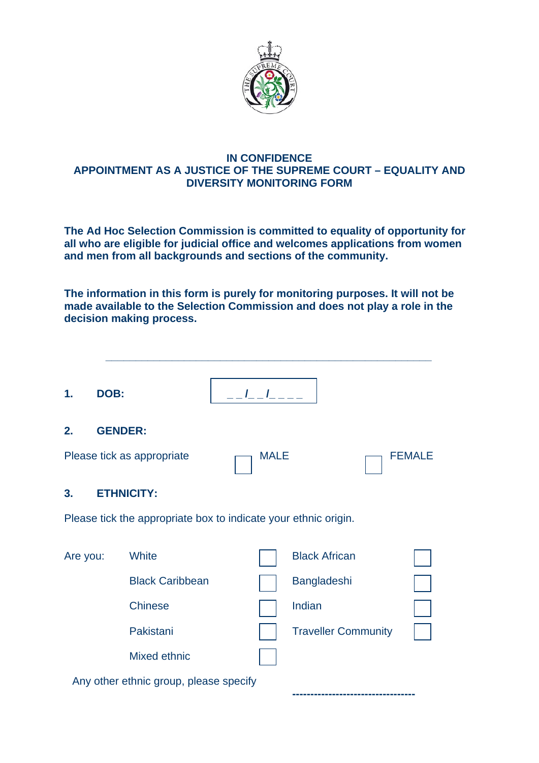**IN CONFIDENCE**
**APPOINTMENT AS A JUSTICE OF THE SUPREME COURT – EQUALITY AND DIVERSITY MONITORING FORM**

**The Ad Hoc Selection Commission is committed to equality of opportunity for all who are eligible for judicial office and welcomes applications from women and men from all backgrounds and sections of the community.**

**The information in this form is purely for monitoring purposes. It will not be made available to the Selection Commission and does not play a role in the decision making process.**

---

**1. DOB:** _ _ /_ _ /_ _ _ _

**2. GENDER:**

Please tick as appropriate ☐ MALE ☐ FEMALE

**3. ETHNICITY:**

Please tick the appropriate box to indicate your ethnic origin.

| Are you: | | | | |
|---|---|---|---|---|
| | White | ☐ | Black African | ☐ |
| | Black Caribbean | ☐ | Bangladeshi | ☐ |
| | Chinese | ☐ | Indian | ☐ |
| | Pakistani | ☐ | Traveller Community | ☐ |
| | Mixed ethnic | ☐ | | |

Any other ethnic group, please specify ----------------------------------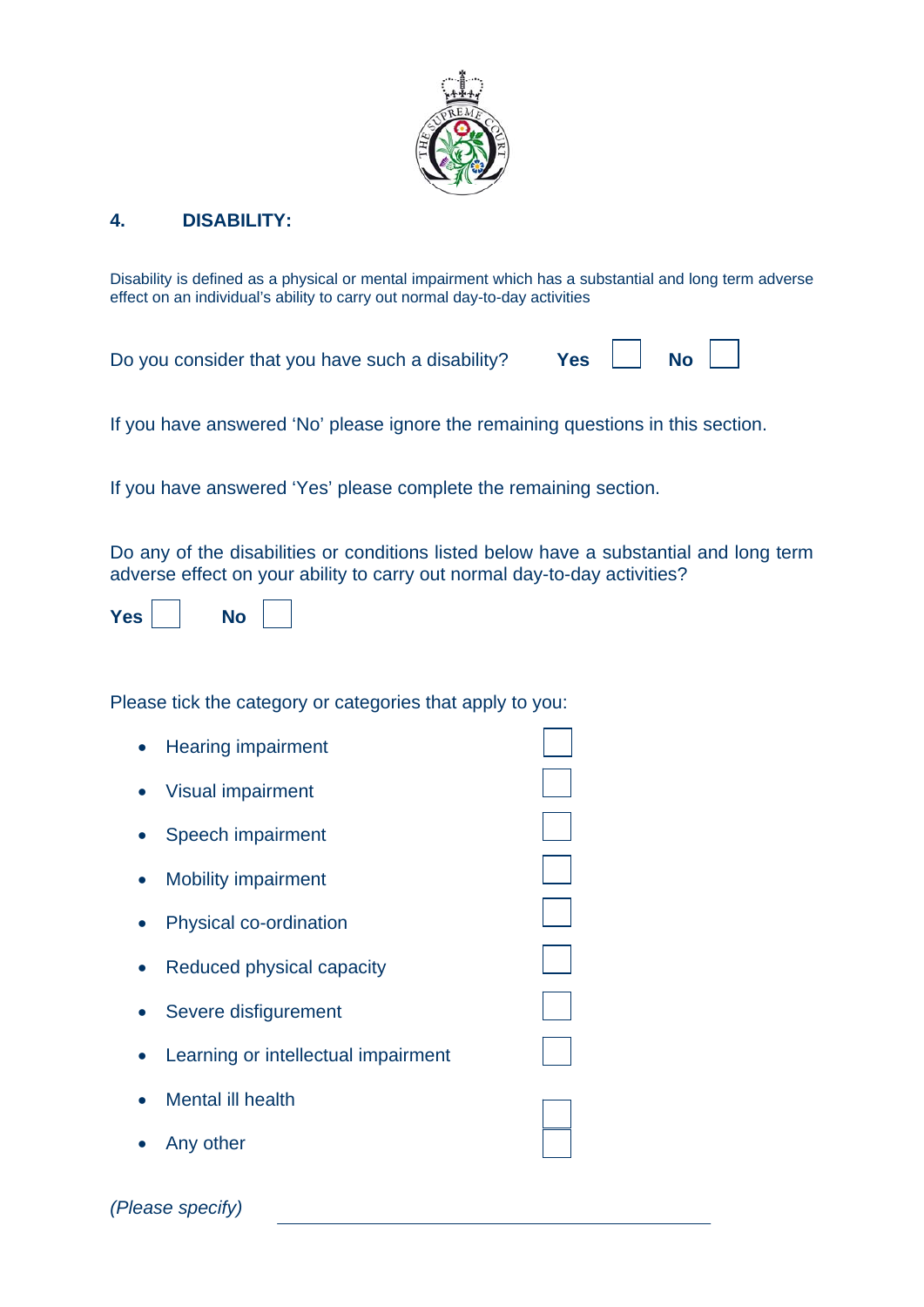## 4. DISABILITY:

Disability is defined as a physical or mental impairment which has a substantial and long term adverse effect on an individual's ability to carry out normal day-to-day activities

Do you consider that you have such a disability? **Yes** ☐ **No** ☐

If you have answered 'No' please ignore the remaining questions in this section.

If you have answered 'Yes' please complete the remaining section.

Do any of the disabilities or conditions listed below have a substantial and long term adverse effect on your ability to carry out normal day-to-day activities?

**Yes** ☐ **No** ☐

Please tick the category or categories that apply to you:

- Hearing impairment ☐
- Visual impairment ☐
- Speech impairment ☐
- Mobility impairment ☐
- Physical co-ordination ☐
- Reduced physical capacity ☐
- Severe disfigurement ☐
- Learning or intellectual impairment ☐
- Mental ill health ☐
- Any other ☐

*(Please specify)* ____________________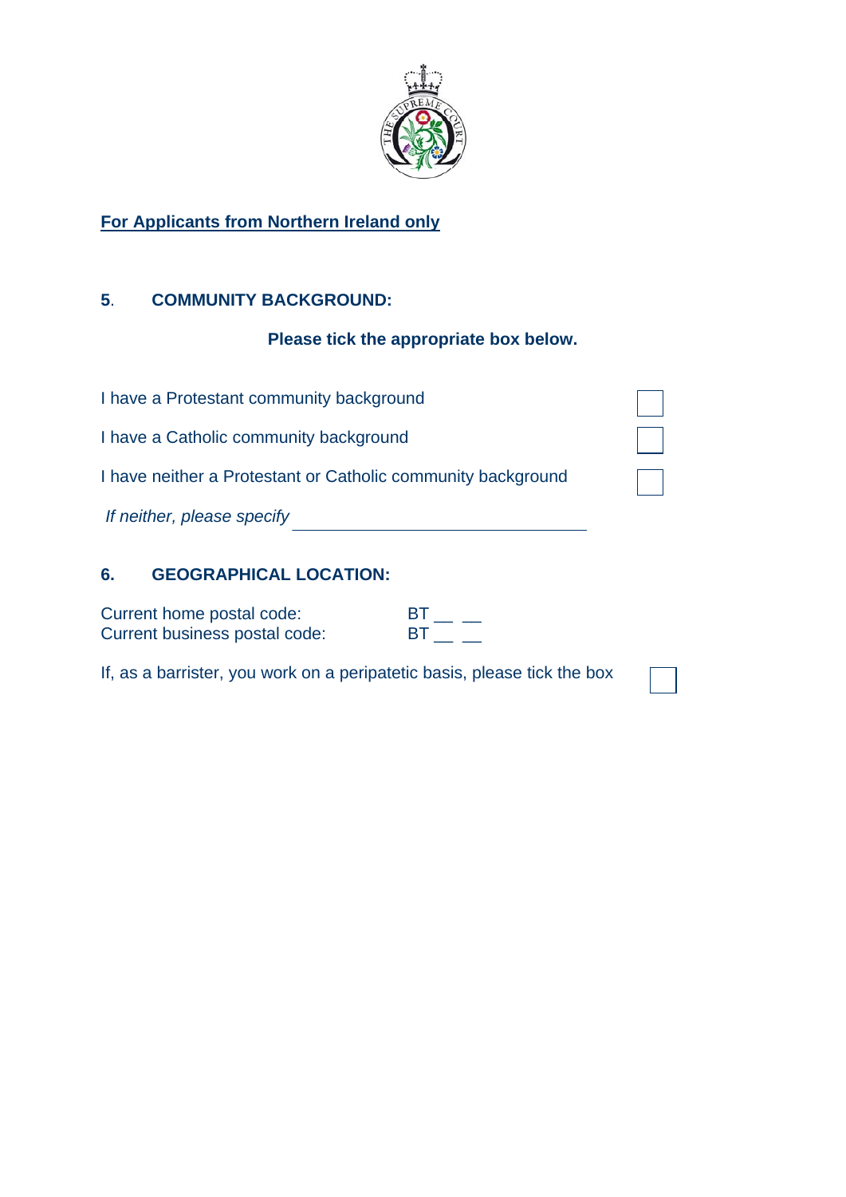**For Applicants from Northern Ireland only**

## 5. COMMUNITY BACKGROUND:

**Please tick the appropriate box below.**

I have a Protestant community background ☐

I have a Catholic community background ☐

I have neither a Protestant or Catholic community background ☐

*If neither, please specify* \_\_\_\_\_\_\_\_\_\_\_\_\_\_\_\_\_\_\_\_\_\_\_\_\_\_\_\_\_\_\_\_

## 6. GEOGRAPHICAL LOCATION:

Current home postal code: BT \_\_ \_\_

Current business postal code: BT \_\_ \_\_

If, as a barrister, you work on a peripatetic basis, please tick the box ☐